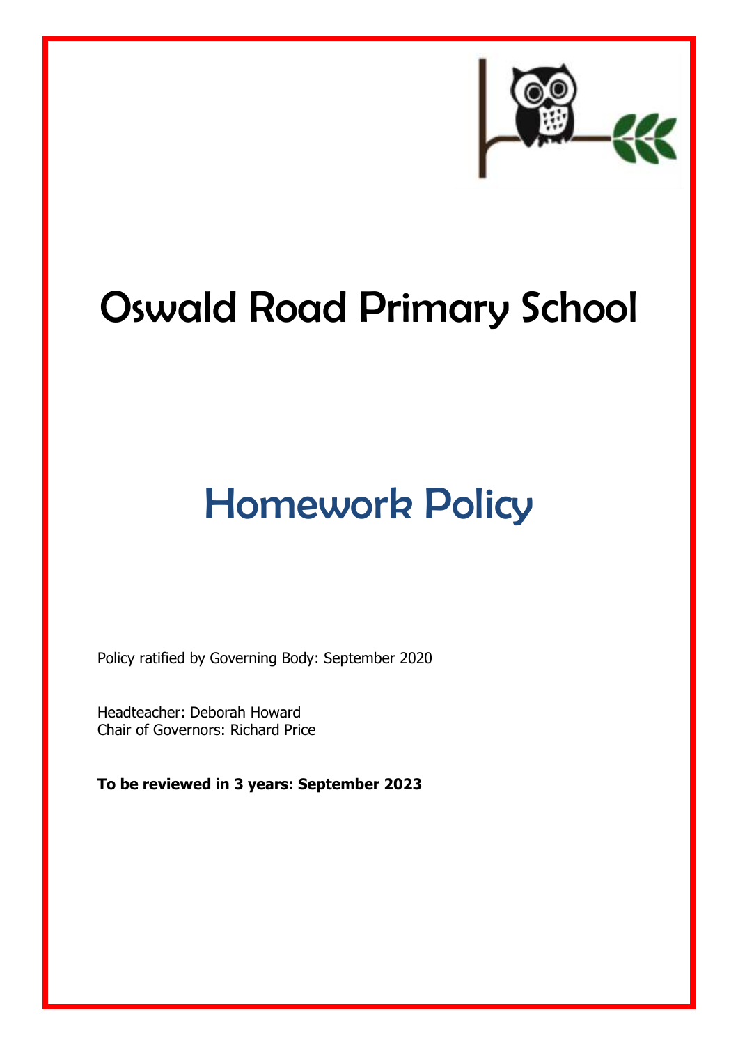# Oswald Road Primary School

## Homework Policy

Policy ratified by Governing Body: September 2020

Headteacher: Deborah Howard
Chair of Governors: Richard Price

**To be reviewed in 3 years: September 2023**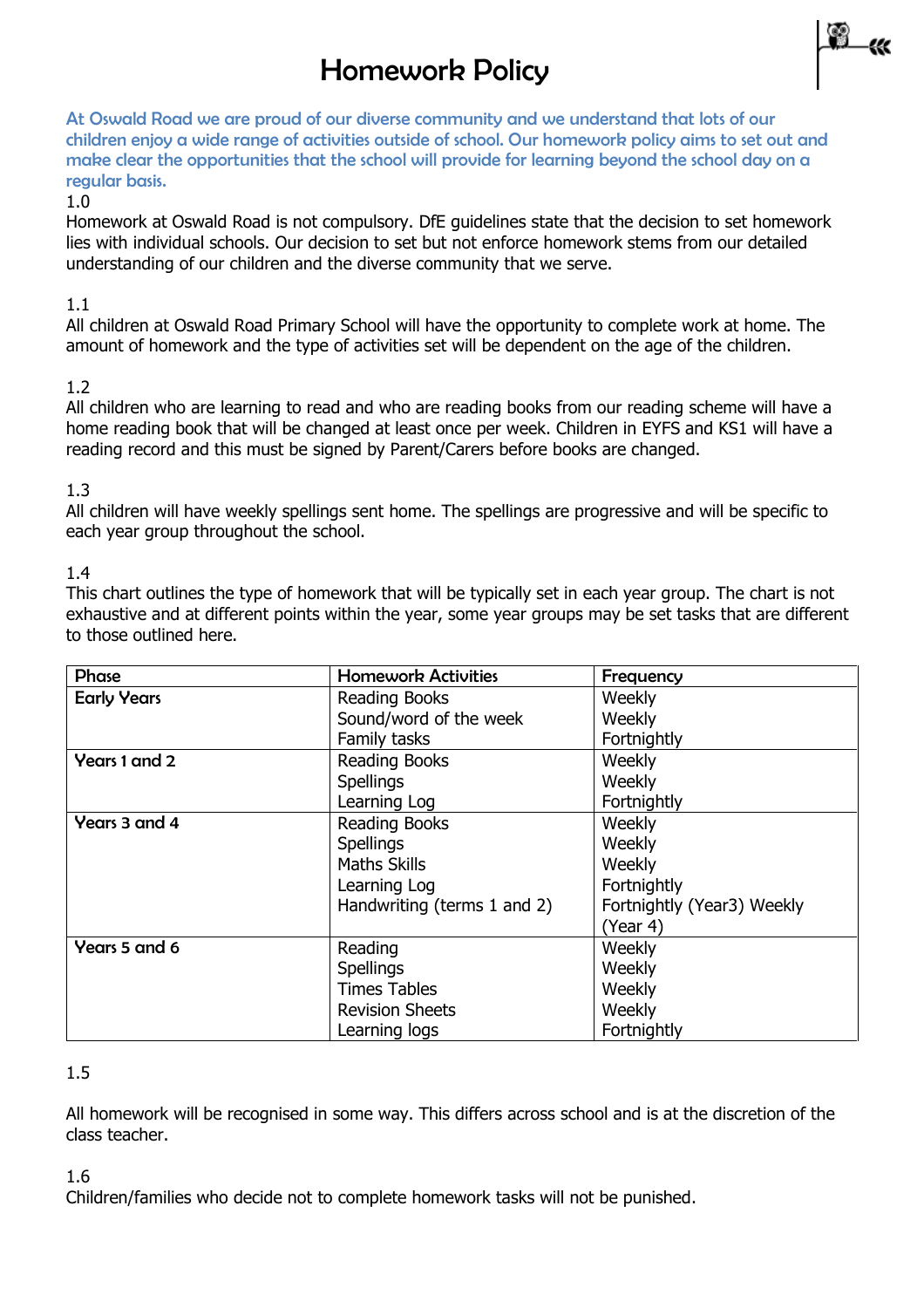# Homework Policy

At Oswald Road we are proud of our diverse community and we understand that lots of our children enjoy a wide range of activities outside of school. Our homework policy aims to set out and make clear the opportunities that the school will provide for learning beyond the school day on a regular basis.

1.0
Homework at Oswald Road is not compulsory. DfE guidelines state that the decision to set homework lies with individual schools. Our decision to set but not enforce homework stems from our detailed understanding of our children and the diverse community that we serve.

1.1
All children at Oswald Road Primary School will have the opportunity to complete work at home. The amount of homework and the type of activities set will be dependent on the age of the children.

1.2
All children who are learning to read and who are reading books from our reading scheme will have a home reading book that will be changed at least once per week. Children in EYFS and KS1 will have a reading record and this must be signed by Parent/Carers before books are changed.

1.3
All children will have weekly spellings sent home. The spellings are progressive and will be specific to each year group throughout the school.

1.4
This chart outlines the type of homework that will be typically set in each year group. The chart is not exhaustive and at different points within the year, some year groups may be set tasks that are different to those outlined here.

| Phase | Homework Activities | Frequency |
|---|---|---|
| **Early Years** | Reading Books<br>Sound/word of the week<br>Family tasks | Weekly<br>Weekly<br>Fortnightly |
| **Years 1 and 2** | Reading Books<br>Spellings<br>Learning Log | Weekly<br>Weekly<br>Fortnightly |
| **Years 3 and 4** | Reading Books<br>Spellings<br>Maths Skills<br>Learning Log<br>Handwriting (terms 1 and 2) | Weekly<br>Weekly<br>Weekly<br>Fortnightly<br>Fortnightly (Year3) Weekly (Year 4) |
| **Years 5 and 6** | Reading<br>Spellings<br>Times Tables<br>Revision Sheets<br>Learning logs | Weekly<br>Weekly<br>Weekly<br>Weekly<br>Fortnightly |

1.5

All homework will be recognised in some way. This differs across school and is at the discretion of the class teacher.

1.6
Children/families who decide not to complete homework tasks will not be punished.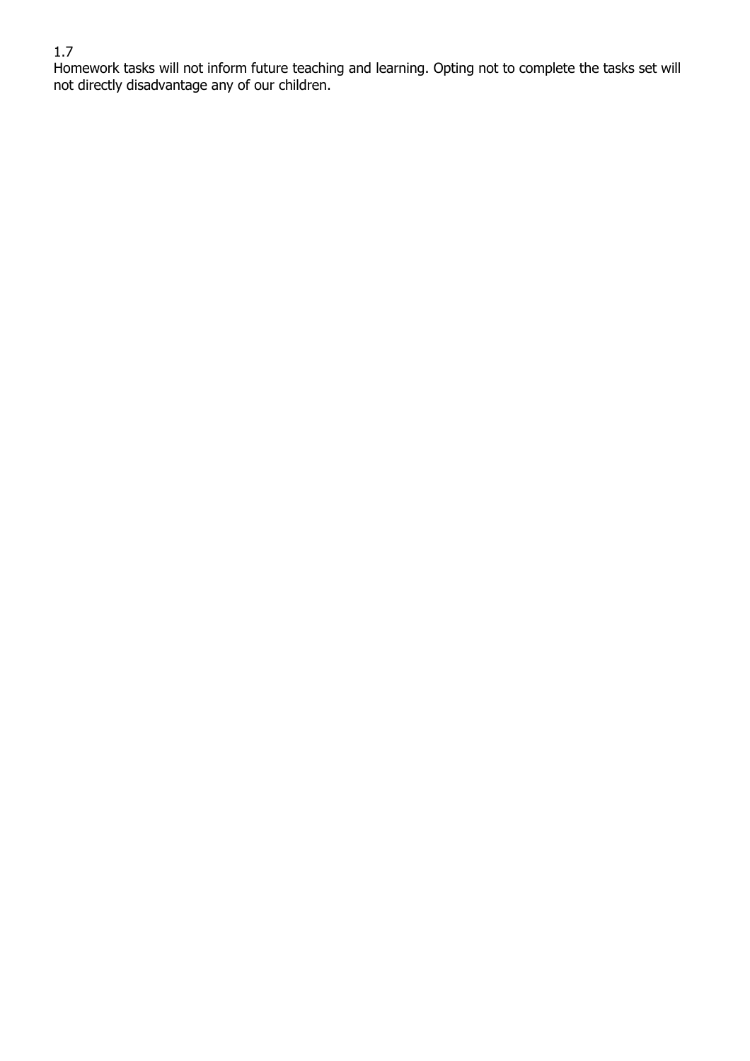1.7
Homework tasks will not inform future teaching and learning. Opting not to complete the tasks set will not directly disadvantage any of our children.